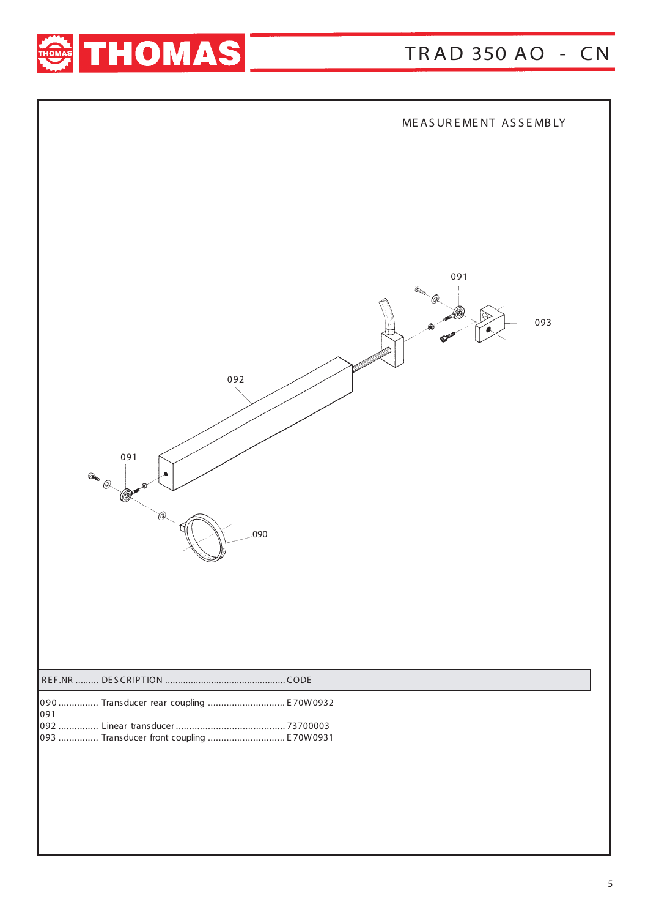# TRAD 350 AO - CN

## MEASUREMENT ASSEMBLY

| REF.NR | DESCRIPTION | CODE |
|---|---|---|
| 090 | Transducer rear coupling | E70W0932 |
| 091 | | |
| 092 | Linear transducer | 73700003 |
| 093 | Transducer front coupling | E70W0931 |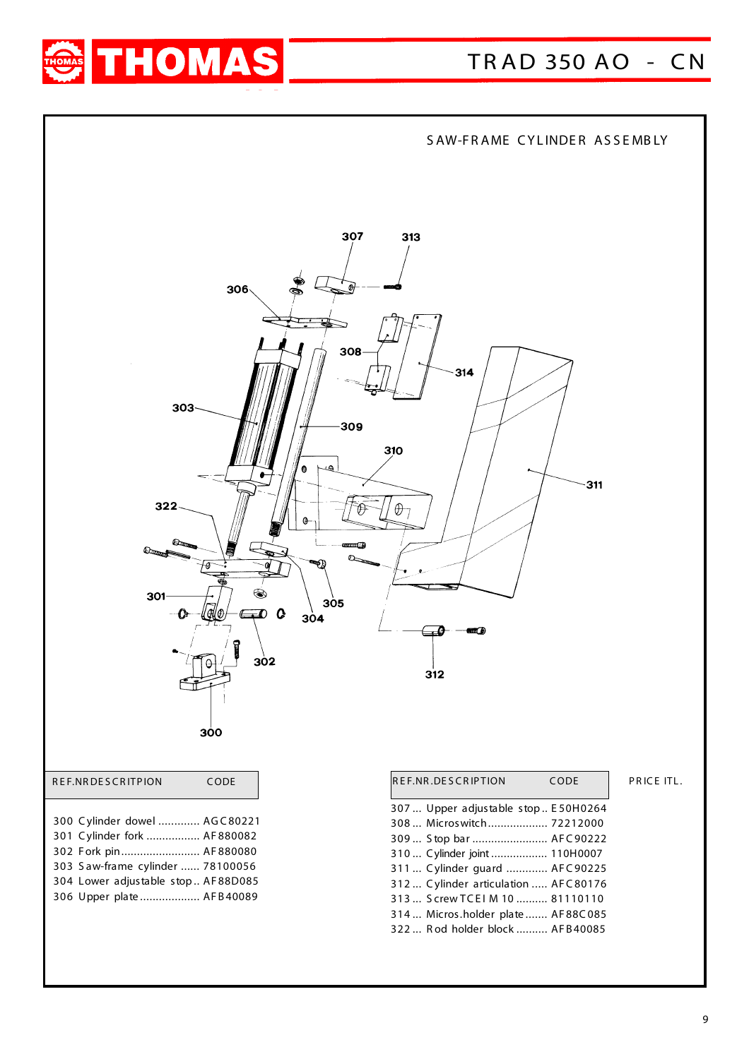THOMAS

TRAD 350 AO - CN

## SAW-FRAME CYLINDER ASSEMBLY

| REF.NR | DESCRITPION | CODE |
|---|---|---|
| 300 | Cylinder dowel | AGC80221 |
| 301 | Cylinder fork | AF880082 |
| 302 | Fork pin | AF880080 |
| 303 | Saw-frame cylinder | 78100056 |
| 304 | Lower adjustable stop | AF88D085 |
| 306 | Upper plate | AFB40089 |

| REF.NR. | DESCRIPTION | CODE | PRICE ITL. |
|---|---|---|---|
| 307 | Upper adjustable stop | E50H0264 | |
| 308 | Microswitch | 72212000 | |
| 309 | Stop bar | AFC90222 | |
| 310 | Cylinder joint | 110H0007 | |
| 311 | Cylinder guard | AFC90225 | |
| 312 | Cylinder articulation | AFC80176 | |
| 313 | Screw TCEI M 10 | 81110110 | |
| 314 | Micros.holder plate | AF88C085 | |
| 322 | Rod holder block | AFB40085 | |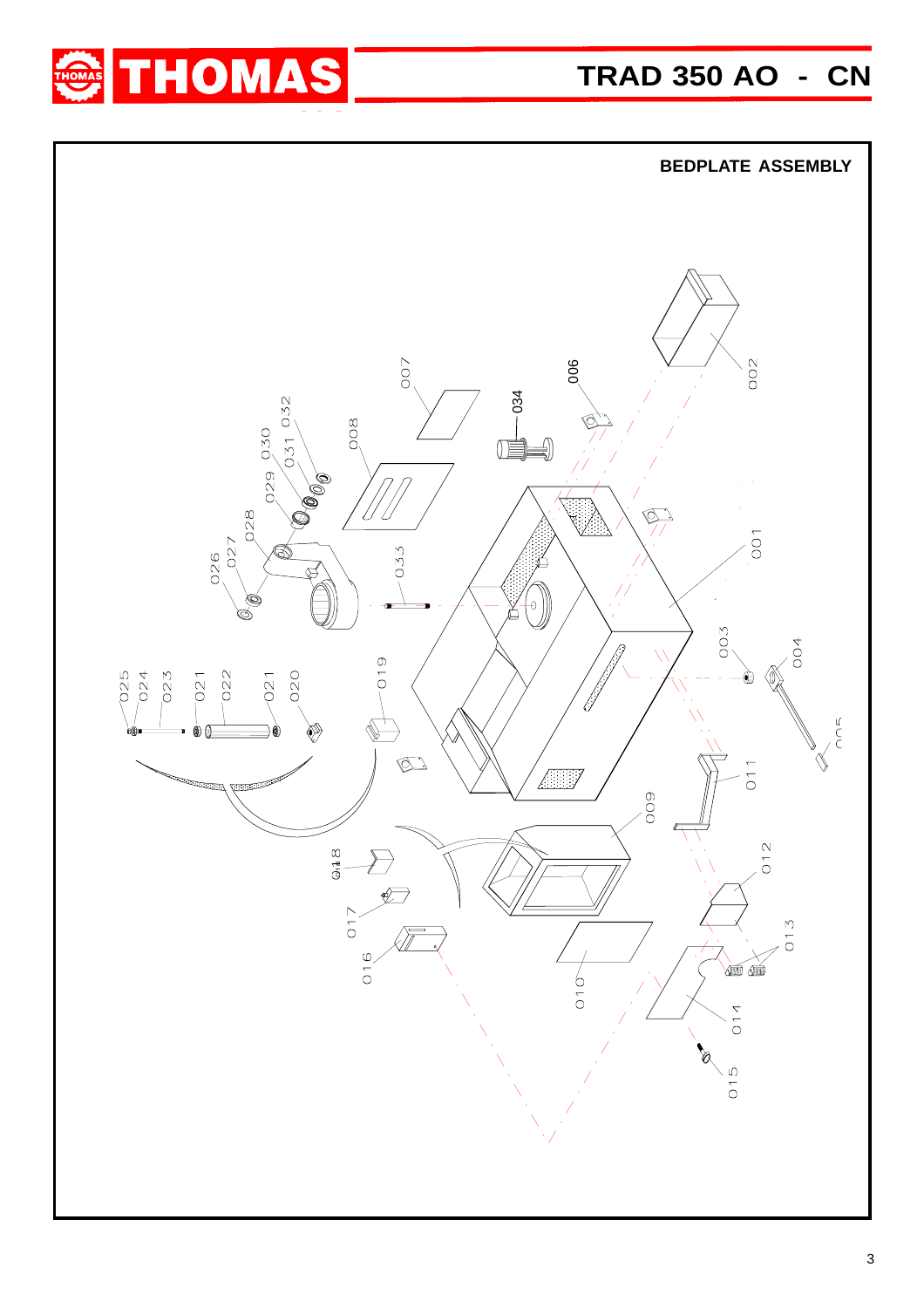## BEDPLATE ASSEMBLY

001 002 003 004 005 006 007 008 009 010 011 012 013 014 015 016 017 018 019 020 021 022 021 023 024 025 026 027 028 029 030 031 032 033 034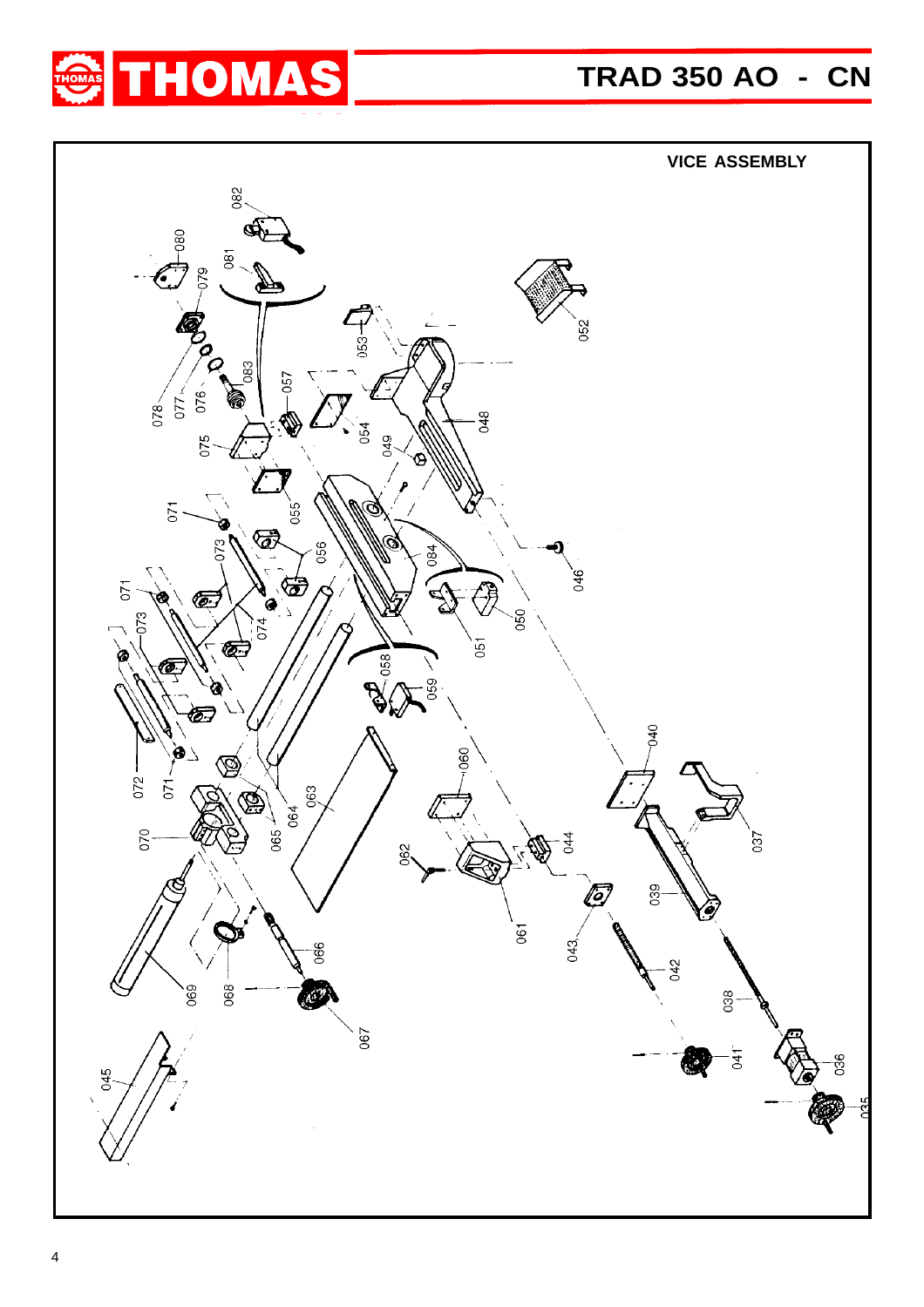## VICE ASSEMBLY

082
080
081
079
052
053
078
077
076
083
057
075
054
049
048
055
071
056
073
084
046
071
074
050
073
051
058
059
040
072
071
060
070
065
064
063
062
044
037
061
043
039
069
068
066
042
038
067
041
036
045
035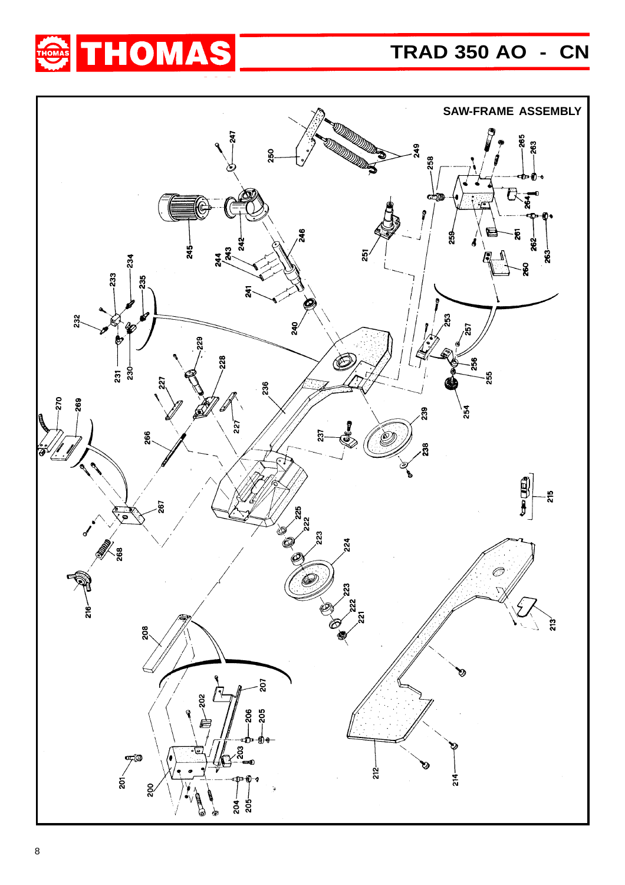# TRAD 350 AO - CN

## SAW-FRAME ASSEMBLY

247 250 249 258 265 263 245 242 243 244 246 251 264 259 261 262 263 260 234 233 235 241 240 232 253 257 229 231 230 228 256 255 227 236 270 269 254 266 227 237 239 238 215 267 225 222 223 224 268 216 223 222 221 208 213 207 202 206 205 203 201 200 204 205 212 214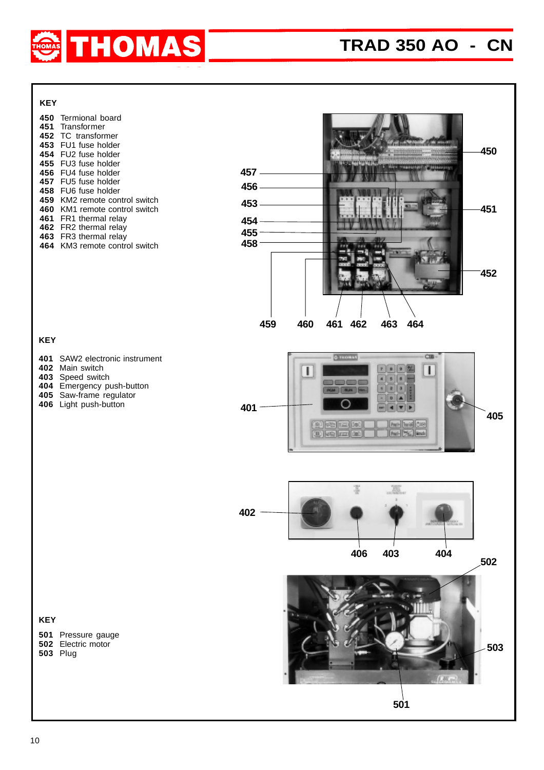**KEY**

**450** Termional board
**451** Transformer
**452** TC transformer
**453** FU1 fuse holder
**454** FU2 fuse holder
**455** FU3 fuse holder
**456** FU4 fuse holder
**457** FU5 fuse holder
**458** FU6 fuse holder
**459** KM2 remote control switch
**460** KM1 remote control switch
**461** FR1 thermal relay
**462** FR2 thermal relay
**463** FR3 thermal relay
**464** KM3 remote control switch

**KEY**

**401** SAW2 electronic instrument
**402** Main switch
**403** Speed switch
**404** Emergency push-button
**405** Saw-frame regulator
**406** Light push-button

**KEY**

**501** Pressure gauge
**502** Electric motor
**503** Plug